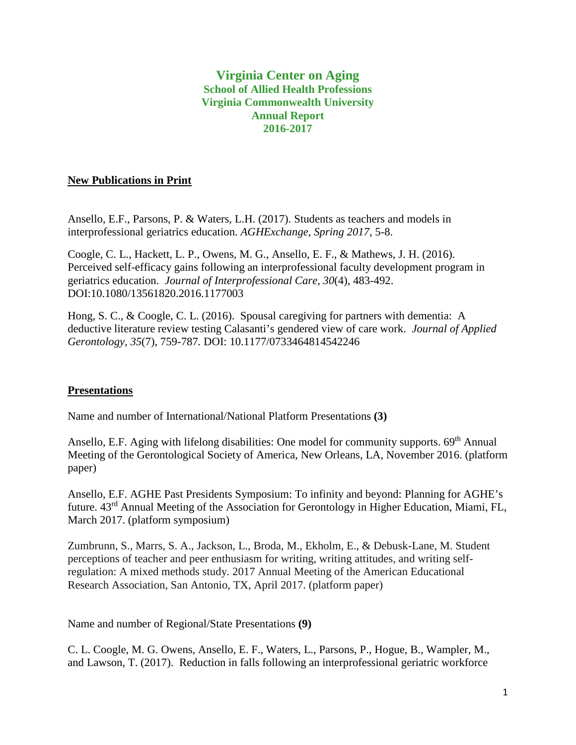# Virginia Center on Aging
## School of Allied Health Professions
## Virginia Commonwealth University
## Annual Report
## 2016-2017

### New Publications in Print

Ansello, E.F., Parsons, P. & Waters, L.H. (2017). Students as teachers and models in interprofessional geriatrics education. *AGHExchange*, *Spring 2017*, 5-8.

Coogle, C. L., Hackett, L. P., Owens, M. G., Ansello, E. F., & Mathews, J. H. (2016). Perceived self-efficacy gains following an interprofessional faculty development program in geriatrics education. *Journal of Interprofessional Care*, *30*(4), 483-492. DOI:10.1080/13561820.2016.1177003

Hong, S. C., & Coogle, C. L. (2016). Spousal caregiving for partners with dementia: A deductive literature review testing Calasanti's gendered view of care work. *Journal of Applied Gerontology, 35*(7), 759-787. DOI: 10.1177/0733464814542246

### Presentations

Name and number of International/National Platform Presentations **(3)**

Ansello, E.F. Aging with lifelong disabilities: One model for community supports. 69th Annual Meeting of the Gerontological Society of America, New Orleans, LA, November 2016. (platform paper)

Ansello, E.F. AGHE Past Presidents Symposium: To infinity and beyond: Planning for AGHE's future. 43rd Annual Meeting of the Association for Gerontology in Higher Education, Miami, FL, March 2017. (platform symposium)

Zumbrunn, S., Marrs, S. A., Jackson, L., Broda, M., Ekholm, E., & Debusk-Lane, M. Student perceptions of teacher and peer enthusiasm for writing, writing attitudes, and writing self-regulation: A mixed methods study. 2017 Annual Meeting of the American Educational Research Association, San Antonio, TX, April 2017. (platform paper)

Name and number of Regional/State Presentations **(9)**

C. L. Coogle, M. G. Owens, Ansello, E. F., Waters, L., Parsons, P., Hogue, B., Wampler, M., and Lawson, T. (2017). Reduction in falls following an interprofessional geriatric workforce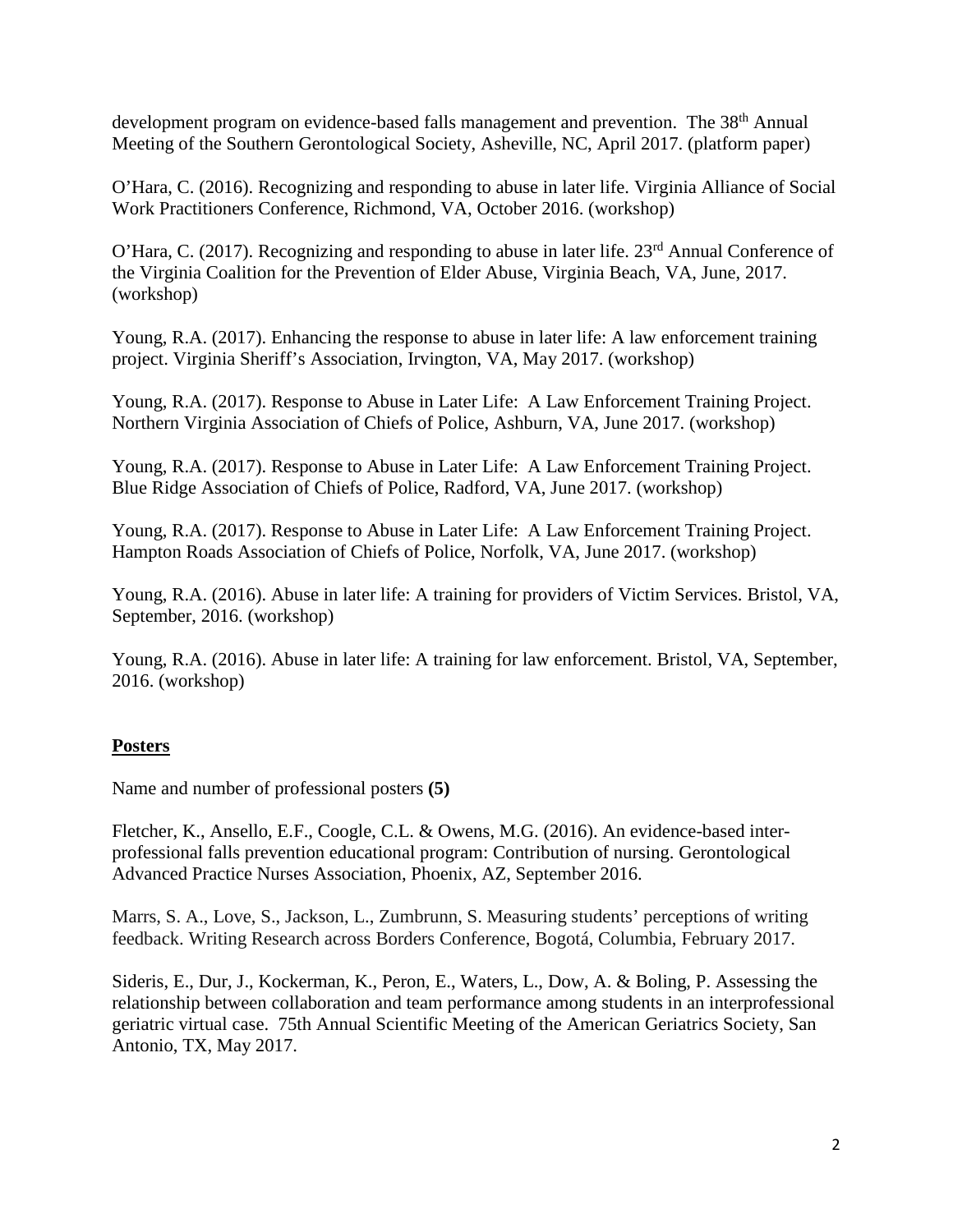development program on evidence-based falls management and prevention. The 38th Annual Meeting of the Southern Gerontological Society, Asheville, NC, April 2017. (platform paper)

O'Hara, C. (2016). Recognizing and responding to abuse in later life. Virginia Alliance of Social Work Practitioners Conference, Richmond, VA, October 2016. (workshop)

O'Hara, C. (2017). Recognizing and responding to abuse in later life. 23rd Annual Conference of the Virginia Coalition for the Prevention of Elder Abuse, Virginia Beach, VA, June, 2017. (workshop)

Young, R.A. (2017). Enhancing the response to abuse in later life: A law enforcement training project. Virginia Sheriff's Association, Irvington, VA, May 2017. (workshop)

Young, R.A. (2017). Response to Abuse in Later Life: A Law Enforcement Training Project. Northern Virginia Association of Chiefs of Police, Ashburn, VA, June 2017. (workshop)

Young, R.A. (2017). Response to Abuse in Later Life: A Law Enforcement Training Project. Blue Ridge Association of Chiefs of Police, Radford, VA, June 2017. (workshop)

Young, R.A. (2017). Response to Abuse in Later Life: A Law Enforcement Training Project. Hampton Roads Association of Chiefs of Police, Norfolk, VA, June 2017. (workshop)

Young, R.A. (2016). Abuse in later life: A training for providers of Victim Services. Bristol, VA, September, 2016. (workshop)

Young, R.A. (2016). Abuse in later life: A training for law enforcement. Bristol, VA, September, 2016. (workshop)

## Posters

Name and number of professional posters **(5)**

Fletcher, K., Ansello, E.F., Coogle, C.L. & Owens, M.G. (2016). An evidence-based inter-professional falls prevention educational program: Contribution of nursing. Gerontological Advanced Practice Nurses Association, Phoenix, AZ, September 2016.

Marrs, S. A., Love, S., Jackson, L., Zumbrunn, S. Measuring students' perceptions of writing feedback. Writing Research across Borders Conference, Bogotá, Columbia, February 2017.

Sideris, E., Dur, J., Kockerman, K., Peron, E., Waters, L., Dow, A. & Boling, P. Assessing the relationship between collaboration and team performance among students in an interprofessional geriatric virtual case. 75th Annual Scientific Meeting of the American Geriatrics Society, San Antonio, TX, May 2017.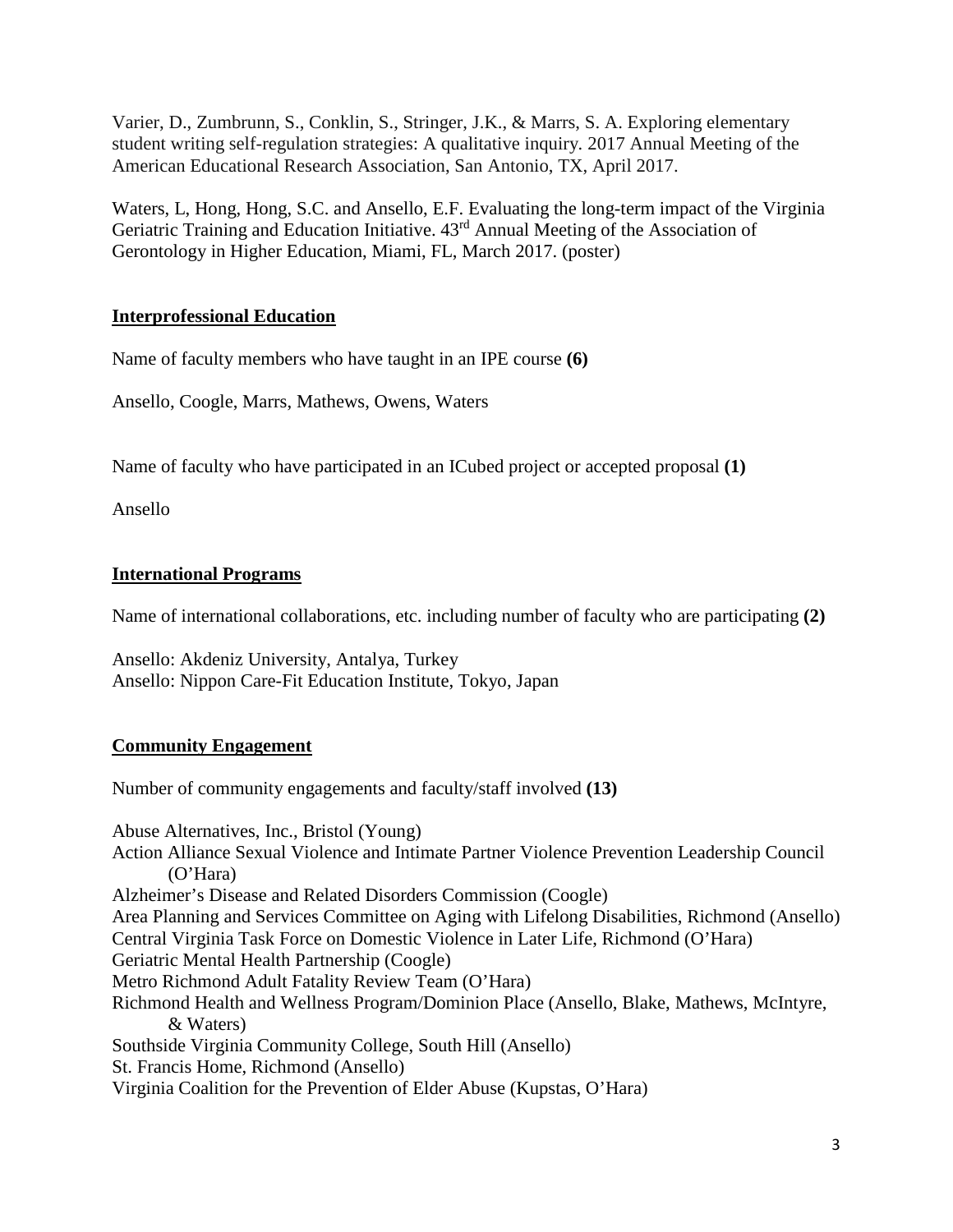Varier, D., Zumbrunn, S., Conklin, S., Stringer, J.K., & Marrs, S. A. Exploring elementary student writing self-regulation strategies: A qualitative inquiry. 2017 Annual Meeting of the American Educational Research Association, San Antonio, TX, April 2017.

Waters, L, Hong, Hong, S.C. and Ansello, E.F. Evaluating the long-term impact of the Virginia Geriatric Training and Education Initiative. 43rd Annual Meeting of the Association of Gerontology in Higher Education, Miami, FL, March 2017. (poster)

## Interprofessional Education

Name of faculty members who have taught in an IPE course **(6)**

Ansello, Coogle, Marrs, Mathews, Owens, Waters

Name of faculty who have participated in an ICubed project or accepted proposal **(1)**

Ansello

## International Programs

Name of international collaborations, etc. including number of faculty who are participating **(2)**

Ansello: Akdeniz University, Antalya, Turkey
Ansello: Nippon Care-Fit Education Institute, Tokyo, Japan

## Community Engagement

Number of community engagements and faculty/staff involved **(13)**

Abuse Alternatives, Inc., Bristol (Young)
Action Alliance Sexual Violence and Intimate Partner Violence Prevention Leadership Council (O'Hara)
Alzheimer's Disease and Related Disorders Commission (Coogle)
Area Planning and Services Committee on Aging with Lifelong Disabilities, Richmond (Ansello)
Central Virginia Task Force on Domestic Violence in Later Life, Richmond (O'Hara)
Geriatric Mental Health Partnership (Coogle)
Metro Richmond Adult Fatality Review Team (O'Hara)
Richmond Health and Wellness Program/Dominion Place (Ansello, Blake, Mathews, McIntyre, & Waters)
Southside Virginia Community College, South Hill (Ansello)
St. Francis Home, Richmond (Ansello)
Virginia Coalition for the Prevention of Elder Abuse (Kupstas, O'Hara)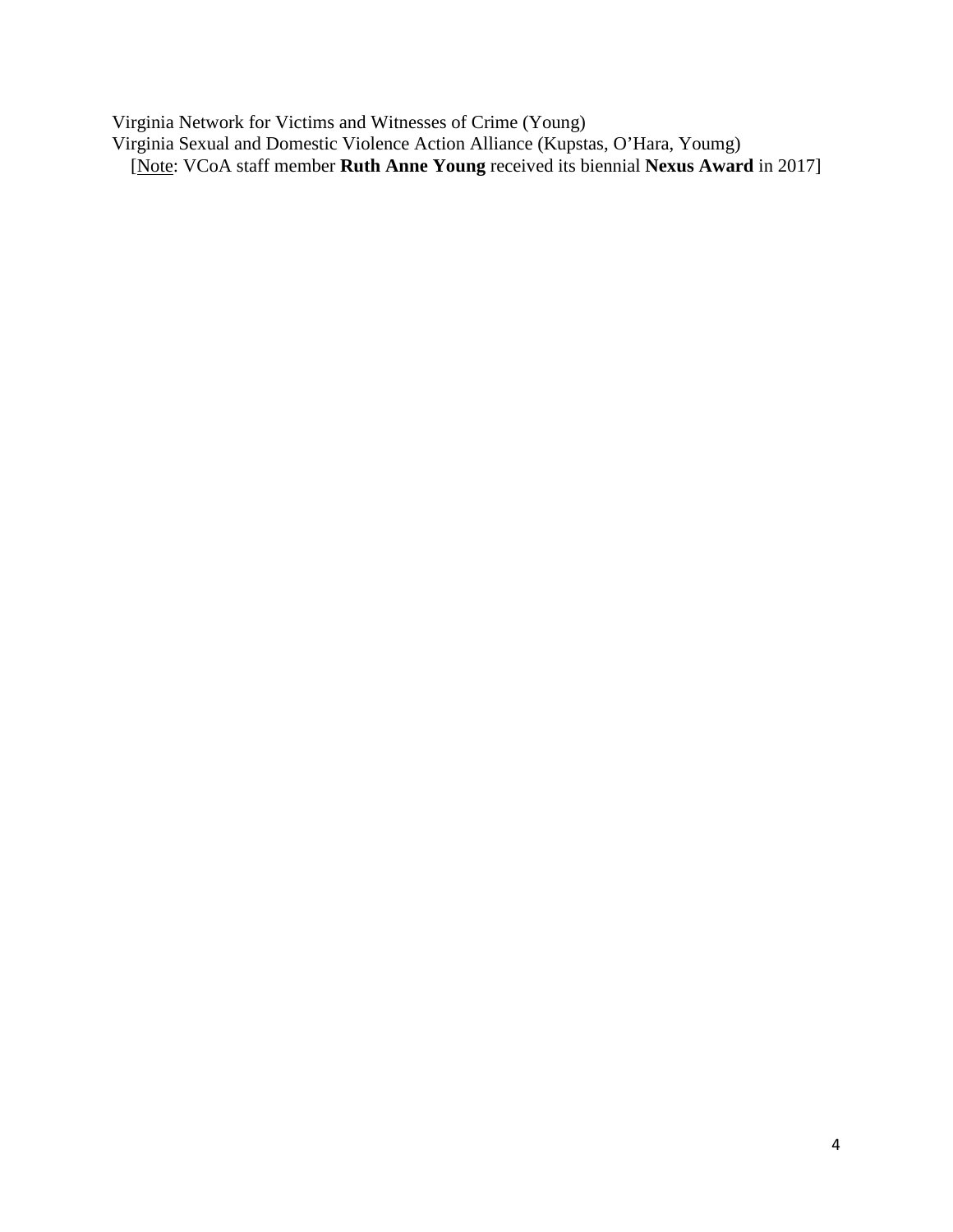Virginia Network for Victims and Witnesses of Crime (Young)
Virginia Sexual and Domestic Violence Action Alliance (Kupstas, O'Hara, Youmg)
[Note: VCoA staff member **Ruth Anne Young** received its biennial **Nexus Award** in 2017]